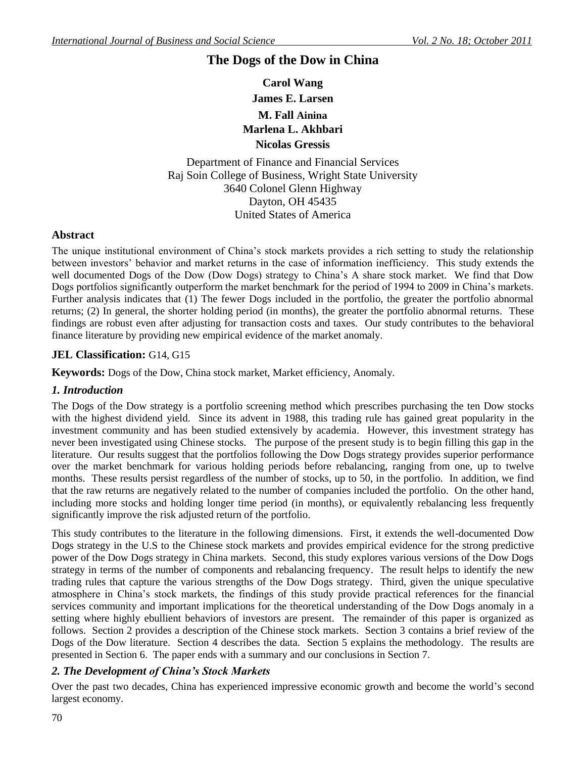# The Dogs of the Dow in China

**Carol Wang**

**James E. Larsen**

**M. Fall Ainina**

**Marlena L. Akhbari**

**Nicolas Gressis**

Department of Finance and Financial Services
Raj Soin College of Business, Wright State University
3640 Colonel Glenn Highway
Dayton, OH 45435
United States of America

## Abstract

The unique institutional environment of China's stock markets provides a rich setting to study the relationship between investors' behavior and market returns in the case of information inefficiency. This study extends the well documented Dogs of the Dow (Dow Dogs) strategy to China's A share stock market. We find that Dow Dogs portfolios significantly outperform the market benchmark for the period of 1994 to 2009 in China's markets. Further analysis indicates that (1) The fewer Dogs included in the portfolio, the greater the portfolio abnormal returns; (2) In general, the shorter holding period (in months), the greater the portfolio abnormal returns. These findings are robust even after adjusting for transaction costs and taxes. Our study contributes to the behavioral finance literature by providing new empirical evidence of the market anomaly.

**JEL Classification:** G14, G15

**Keywords:** Dogs of the Dow, China stock market, Market efficiency, Anomaly.

## *1. Introduction*

The Dogs of the Dow strategy is a portfolio screening method which prescribes purchasing the ten Dow stocks with the highest dividend yield. Since its advent in 1988, this trading rule has gained great popularity in the investment community and has been studied extensively by academia. However, this investment strategy has never been investigated using Chinese stocks. The purpose of the present study is to begin filling this gap in the literature. Our results suggest that the portfolios following the Dow Dogs strategy provides superior performance over the market benchmark for various holding periods before rebalancing, ranging from one, up to twelve months. These results persist regardless of the number of stocks, up to 50, in the portfolio. In addition, we find that the raw returns are negatively related to the number of companies included the portfolio. On the other hand, including more stocks and holding longer time period (in months), or equivalently rebalancing less frequently significantly improve the risk adjusted return of the portfolio.

This study contributes to the literature in the following dimensions. First, it extends the well-documented Dow Dogs strategy in the U.S to the Chinese stock markets and provides empirical evidence for the strong predictive power of the Dow Dogs strategy in China markets. Second, this study explores various versions of the Dow Dogs strategy in terms of the number of components and rebalancing frequency. The result helps to identify the new trading rules that capture the various strengths of the Dow Dogs strategy. Third, given the unique speculative atmosphere in China's stock markets, the findings of this study provide practical references for the financial services community and important implications for the theoretical understanding of the Dow Dogs anomaly in a setting where highly ebullient behaviors of investors are present. The remainder of this paper is organized as follows. Section 2 provides a description of the Chinese stock markets. Section 3 contains a brief review of the Dogs of the Dow literature. Section 4 describes the data. Section 5 explains the methodology. The results are presented in Section 6. The paper ends with a summary and our conclusions in Section 7.

## *2. The Development of China's Stock Markets*

Over the past two decades, China has experienced impressive economic growth and become the world's second largest economy.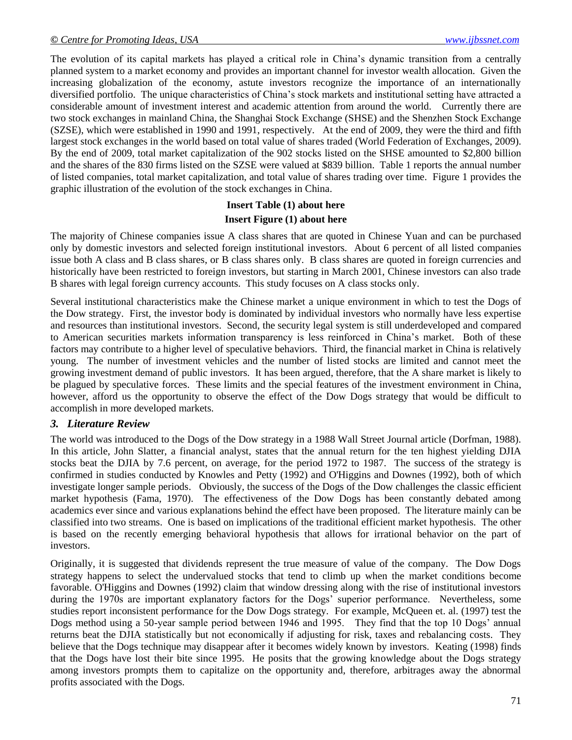The evolution of its capital markets has played a critical role in China's dynamic transition from a centrally planned system to a market economy and provides an important channel for investor wealth allocation. Given the increasing globalization of the economy, astute investors recognize the importance of an internationally diversified portfolio. The unique characteristics of China's stock markets and institutional setting have attracted a considerable amount of investment interest and academic attention from around the world. Currently there are two stock exchanges in mainland China, the Shanghai Stock Exchange (SHSE) and the Shenzhen Stock Exchange (SZSE), which were established in 1990 and 1991, respectively. At the end of 2009, they were the third and fifth largest stock exchanges in the world based on total value of shares traded (World Federation of Exchanges, 2009). By the end of 2009, total market capitalization of the 902 stocks listed on the SHSE amounted to $2,800 billion and the shares of the 830 firms listed on the SZSE were valued at $839 billion. Table 1 reports the annual number of listed companies, total market capitalization, and total value of shares trading over time. Figure 1 provides the graphic illustration of the evolution of the stock exchanges in China.

**Insert Table (1) about here**

**Insert Figure (1) about here**

The majority of Chinese companies issue A class shares that are quoted in Chinese Yuan and can be purchased only by domestic investors and selected foreign institutional investors. About 6 percent of all listed companies issue both A class and B class shares, or B class shares only. B class shares are quoted in foreign currencies and historically have been restricted to foreign investors, but starting in March 2001, Chinese investors can also trade B shares with legal foreign currency accounts. This study focuses on A class stocks only.

Several institutional characteristics make the Chinese market a unique environment in which to test the Dogs of the Dow strategy. First, the investor body is dominated by individual investors who normally have less expertise and resources than institutional investors. Second, the security legal system is still underdeveloped and compared to American securities markets information transparency is less reinforced in China's market. Both of these factors may contribute to a higher level of speculative behaviors. Third, the financial market in China is relatively young. The number of investment vehicles and the number of listed stocks are limited and cannot meet the growing investment demand of public investors. It has been argued, therefore, that the A share market is likely to be plagued by speculative forces. These limits and the special features of the investment environment in China, however, afford us the opportunity to observe the effect of the Dow Dogs strategy that would be difficult to accomplish in more developed markets.

## *3. Literature Review*

The world was introduced to the Dogs of the Dow strategy in a 1988 Wall Street Journal article (Dorfman, 1988). In this article, John Slatter, a financial analyst, states that the annual return for the ten highest yielding DJIA stocks beat the DJIA by 7.6 percent, on average, for the period 1972 to 1987. The success of the strategy is confirmed in studies conducted by Knowles and Petty (1992) and O'Higgins and Downes (1992), both of which investigate longer sample periods. Obviously, the success of the Dogs of the Dow challenges the classic efficient market hypothesis (Fama, 1970). The effectiveness of the Dow Dogs has been constantly debated among academics ever since and various explanations behind the effect have been proposed. The literature mainly can be classified into two streams. One is based on implications of the traditional efficient market hypothesis. The other is based on the recently emerging behavioral hypothesis that allows for irrational behavior on the part of investors.

Originally, it is suggested that dividends represent the true measure of value of the company. The Dow Dogs strategy happens to select the undervalued stocks that tend to climb up when the market conditions become favorable. O'Higgins and Downes (1992) claim that window dressing along with the rise of institutional investors during the 1970s are important explanatory factors for the Dogs' superior performance. Nevertheless, some studies report inconsistent performance for the Dow Dogs strategy. For example, McQueen et. al. (1997) test the Dogs method using a 50-year sample period between 1946 and 1995. They find that the top 10 Dogs' annual returns beat the DJIA statistically but not economically if adjusting for risk, taxes and rebalancing costs. They believe that the Dogs technique may disappear after it becomes widely known by investors. Keating (1998) finds that the Dogs have lost their bite since 1995. He posits that the growing knowledge about the Dogs strategy among investors prompts them to capitalize on the opportunity and, therefore, arbitrages away the abnormal profits associated with the Dogs.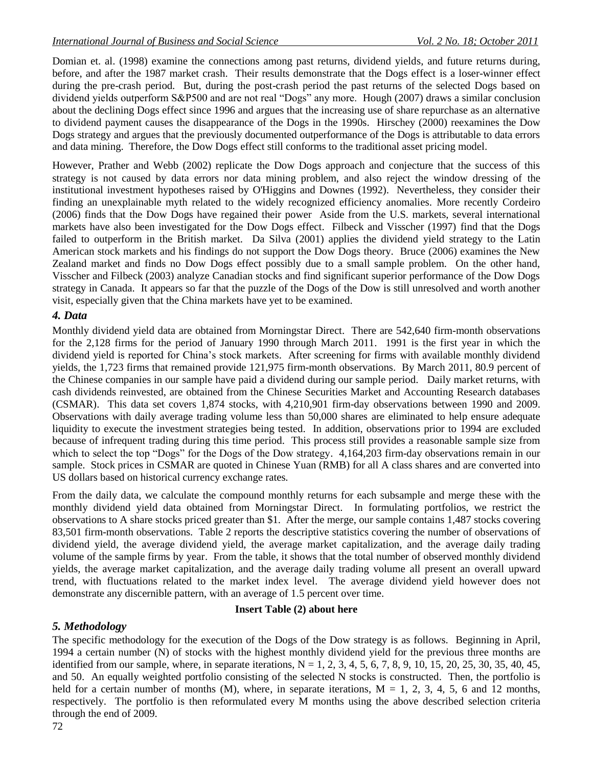Domian et. al. (1998) examine the connections among past returns, dividend yields, and future returns during, before, and after the 1987 market crash. Their results demonstrate that the Dogs effect is a loser-winner effect during the pre-crash period. But, during the post-crash period the past returns of the selected Dogs based on dividend yields outperform S&P500 and are not real "Dogs" any more. Hough (2007) draws a similar conclusion about the declining Dogs effect since 1996 and argues that the increasing use of share repurchase as an alternative to dividend payment causes the disappearance of the Dogs in the 1990s. Hirschey (2000) reexamines the Dow Dogs strategy and argues that the previously documented outperformance of the Dogs is attributable to data errors and data mining. Therefore, the Dow Dogs effect still conforms to the traditional asset pricing model.

However, Prather and Webb (2002) replicate the Dow Dogs approach and conjecture that the success of this strategy is not caused by data errors nor data mining problem, and also reject the window dressing of the institutional investment hypotheses raised by O'Higgins and Downes (1992). Nevertheless, they consider their finding an unexplainable myth related to the widely recognized efficiency anomalies. More recently Cordeiro (2006) finds that the Dow Dogs have regained their power Aside from the U.S. markets, several international markets have also been investigated for the Dow Dogs effect. Filbeck and Visscher (1997) find that the Dogs failed to outperform in the British market. Da Silva (2001) applies the dividend yield strategy to the Latin American stock markets and his findings do not support the Dow Dogs theory. Bruce (2006) examines the New Zealand market and finds no Dow Dogs effect possibly due to a small sample problem. On the other hand, Visscher and Filbeck (2003) analyze Canadian stocks and find significant superior performance of the Dow Dogs strategy in Canada. It appears so far that the puzzle of the Dogs of the Dow is still unresolved and worth another visit, especially given that the China markets have yet to be examined.

## *4. Data*

Monthly dividend yield data are obtained from Morningstar Direct. There are 542,640 firm-month observations for the 2,128 firms for the period of January 1990 through March 2011. 1991 is the first year in which the dividend yield is reported for China's stock markets. After screening for firms with available monthly dividend yields, the 1,723 firms that remained provide 121,975 firm-month observations. By March 2011, 80.9 percent of the Chinese companies in our sample have paid a dividend during our sample period. Daily market returns, with cash dividends reinvested, are obtained from the Chinese Securities Market and Accounting Research databases (CSMAR). This data set covers 1,874 stocks, with 4,210,901 firm-day observations between 1990 and 2009. Observations with daily average trading volume less than 50,000 shares are eliminated to help ensure adequate liquidity to execute the investment strategies being tested. In addition, observations prior to 1994 are excluded because of infrequent trading during this time period. This process still provides a reasonable sample size from which to select the top "Dogs" for the Dogs of the Dow strategy. 4,164,203 firm-day observations remain in our sample. Stock prices in CSMAR are quoted in Chinese Yuan (RMB) for all A class shares and are converted into US dollars based on historical currency exchange rates.

From the daily data, we calculate the compound monthly returns for each subsample and merge these with the monthly dividend yield data obtained from Morningstar Direct. In formulating portfolios, we restrict the observations to A share stocks priced greater than $1. After the merge, our sample contains 1,487 stocks covering 83,501 firm-month observations. Table 2 reports the descriptive statistics covering the number of observations of dividend yield, the average dividend yield, the average market capitalization, and the average daily trading volume of the sample firms by year. From the table, it shows that the total number of observed monthly dividend yields, the average market capitalization, and the average daily trading volume all present an overall upward trend, with fluctuations related to the market index level. The average dividend yield however does not demonstrate any discernible pattern, with an average of 1.5 percent over time.

**Insert Table (2) about here**

## *5. Methodology*

The specific methodology for the execution of the Dogs of the Dow strategy is as follows. Beginning in April, 1994 a certain number (N) of stocks with the highest monthly dividend yield for the previous three months are identified from our sample, where, in separate iterations, N = 1, 2, 3, 4, 5, 6, 7, 8, 9, 10, 15, 20, 25, 30, 35, 40, 45, and 50. An equally weighted portfolio consisting of the selected N stocks is constructed. Then, the portfolio is held for a certain number of months (M), where, in separate iterations, M = 1, 2, 3, 4, 5, 6 and 12 months, respectively. The portfolio is then reformulated every M months using the above described selection criteria through the end of 2009.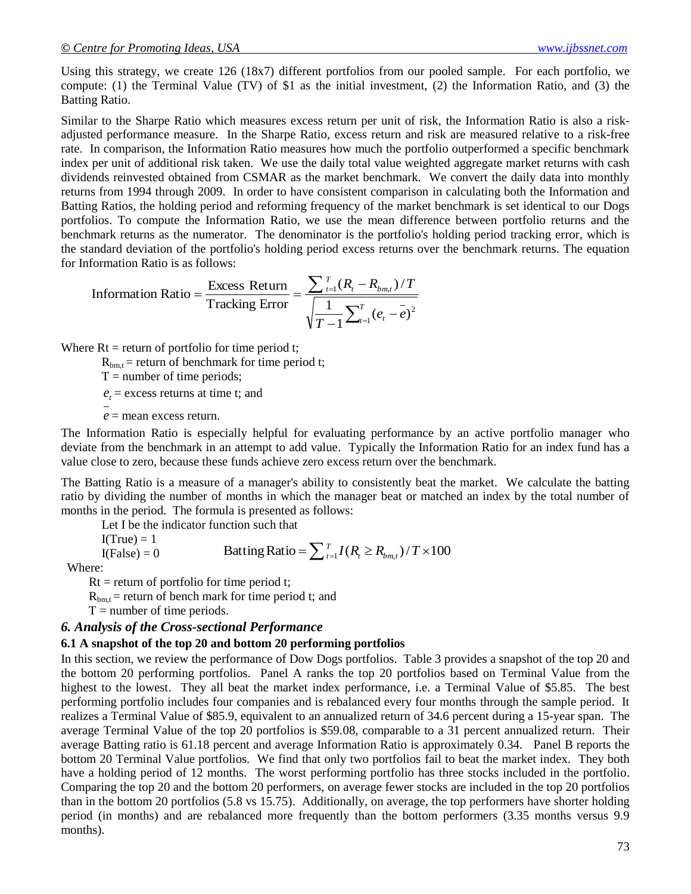Using this strategy, we create 126 (18x7) different portfolios from our pooled sample. For each portfolio, we compute: (1) the Terminal Value (TV) of \$1 as the initial investment, (2) the Information Ratio, and (3) the Batting Ratio.

Similar to the Sharpe Ratio which measures excess return per unit of risk, the Information Ratio is also a risk-adjusted performance measure. In the Sharpe Ratio, excess return and risk are measured relative to a risk-free rate. In comparison, the Information Ratio measures how much the portfolio outperformed a specific benchmark index per unit of additional risk taken. We use the daily total value weighted aggregate market returns with cash dividends reinvested obtained from CSMAR as the market benchmark. We convert the daily data into monthly returns from 1994 through 2009. In order to have consistent comparison in calculating both the Information and Batting Ratios, the holding period and reforming frequency of the market benchmark is set identical to our Dogs portfolios. To compute the Information Ratio, we use the mean difference between portfolio returns and the benchmark returns as the numerator. The denominator is the portfolio's holding period tracking error, which is the standard deviation of the portfolio's holding period excess returns over the benchmark returns. The equation for Information Ratio is as follows:

$$\text{Information Ratio} = \frac{\text{Excess Return}}{\text{Tracking Error}} = \frac{\sum_{t=1}^{T}(R_t - R_{bm,t})/T}{\sqrt{\frac{1}{T-1}\sum_{t=1}^{T}(e_t - \bar{e})^2}}$$

Where $R_t$ = return of portfolio for time period t;

$R_{bm,t}$ = return of benchmark for time period t;

T = number of time periods;

$e_t$ = excess returns at time t; and

$\bar{e}$ = mean excess return.

The Information Ratio is especially helpful for evaluating performance by an active portfolio manager who deviate from the benchmark in an attempt to add value. Typically the Information Ratio for an index fund has a value close to zero, because these funds achieve zero excess return over the benchmark.

The Batting Ratio is a measure of a manager's ability to consistently beat the market. We calculate the batting ratio by dividing the number of months in which the manager beat or matched an index by the total number of months in the period. The formula is presented as follows:

Let I be the indicator function such that

I(True) = 1

I(False) = 0

$$\text{Batting Ratio} = \sum_{t=1}^{T} I(R_t \geq R_{bm,t})/T \times 100$$

Where:

$R_t$ = return of portfolio for time period t;

$R_{bm,t}$ = return of bench mark for time period t; and

T = number of time periods.

### *6. Analysis of the Cross-sectional Performance*

#### 6.1 A snapshot of the top 20 and bottom 20 performing portfolios

In this section, we review the performance of Dow Dogs portfolios. Table 3 provides a snapshot of the top 20 and the bottom 20 performing portfolios. Panel A ranks the top 20 portfolios based on Terminal Value from the highest to the lowest. They all beat the market index performance, i.e. a Terminal Value of \$5.85. The best performing portfolio includes four companies and is rebalanced every four months through the sample period. It realizes a Terminal Value of \$85.9, equivalent to an annualized return of 34.6 percent during a 15-year span. The average Terminal Value of the top 20 portfolios is \$59.08, comparable to a 31 percent annualized return. Their average Batting ratio is 61.18 percent and average Information Ratio is approximately 0.34. Panel B reports the bottom 20 Terminal Value portfolios. We find that only two portfolios fail to beat the market index. They both have a holding period of 12 months. The worst performing portfolio has three stocks included in the portfolio. Comparing the top 20 and the bottom 20 performers, on average fewer stocks are included in the top 20 portfolios than in the bottom 20 portfolios (5.8 vs 15.75). Additionally, on average, the top performers have shorter holding period (in months) and are rebalanced more frequently than the bottom performers (3.35 months versus 9.9 months).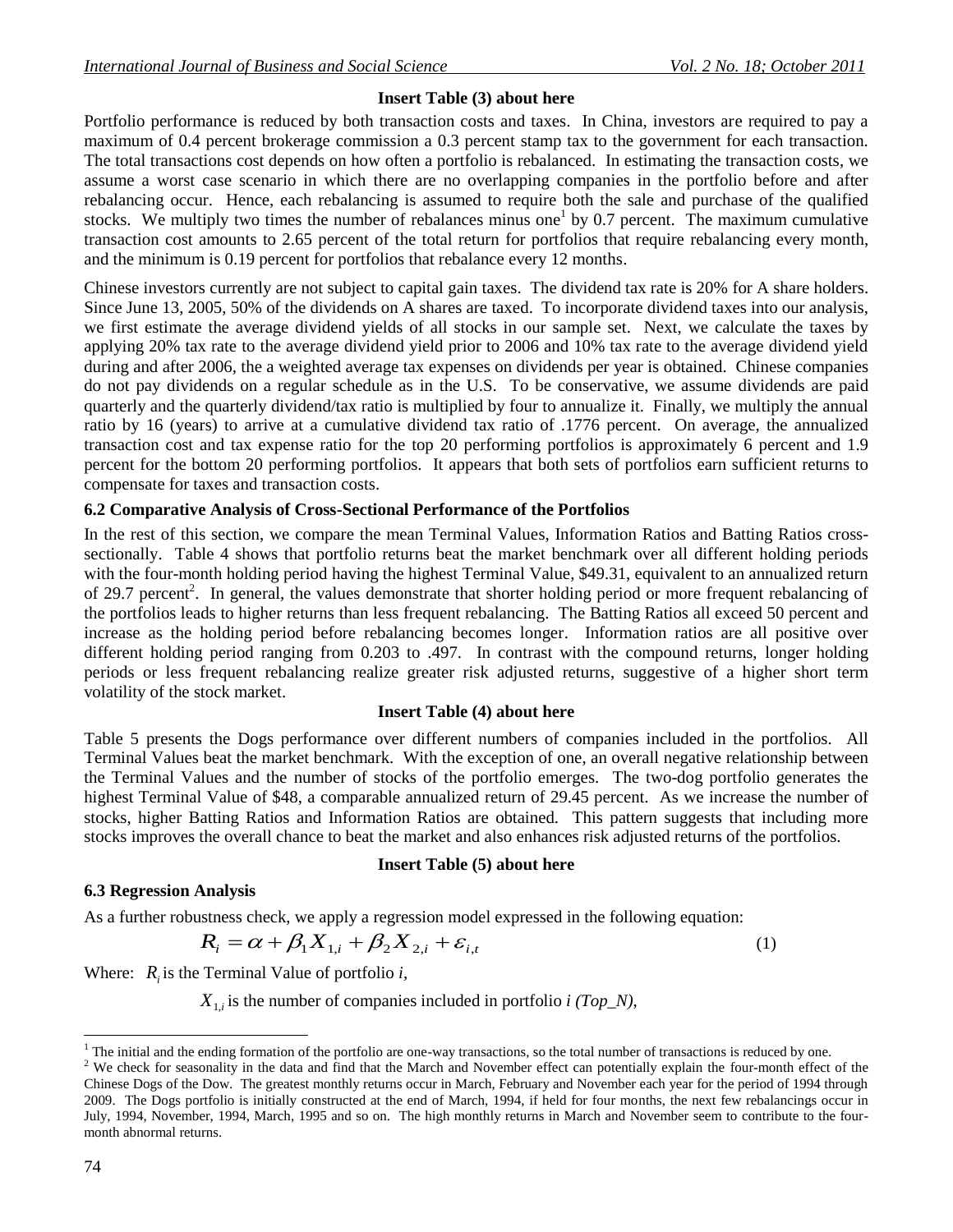**Insert Table (3) about here**

Portfolio performance is reduced by both transaction costs and taxes. In China, investors are required to pay a maximum of 0.4 percent brokerage commission a 0.3 percent stamp tax to the government for each transaction. The total transactions cost depends on how often a portfolio is rebalanced. In estimating the transaction costs, we assume a worst case scenario in which there are no overlapping companies in the portfolio before and after rebalancing occur. Hence, each rebalancing is assumed to require both the sale and purchase of the qualified stocks. We multiply two times the number of rebalances minus one[1] by 0.7 percent. The maximum cumulative transaction cost amounts to 2.65 percent of the total return for portfolios that require rebalancing every month, and the minimum is 0.19 percent for portfolios that rebalance every 12 months.

Chinese investors currently are not subject to capital gain taxes. The dividend tax rate is 20% for A share holders. Since June 13, 2005, 50% of the dividends on A shares are taxed. To incorporate dividend taxes into our analysis, we first estimate the average dividend yields of all stocks in our sample set. Next, we calculate the taxes by applying 20% tax rate to the average dividend yield prior to 2006 and 10% tax rate to the average dividend yield during and after 2006, the a weighted average tax expenses on dividends per year is obtained. Chinese companies do not pay dividends on a regular schedule as in the U.S. To be conservative, we assume dividends are paid quarterly and the quarterly dividend/tax ratio is multiplied by four to annualize it. Finally, we multiply the annual ratio by 16 (years) to arrive at a cumulative dividend tax ratio of .1776 percent. On average, the annualized transaction cost and tax expense ratio for the top 20 performing portfolios is approximately 6 percent and 1.9 percent for the bottom 20 performing portfolios. It appears that both sets of portfolios earn sufficient returns to compensate for taxes and transaction costs.

### 6.2 Comparative Analysis of Cross-Sectional Performance of the Portfolios

In the rest of this section, we compare the mean Terminal Values, Information Ratios and Batting Ratios cross-sectionally. Table 4 shows that portfolio returns beat the market benchmark over all different holding periods with the four-month holding period having the highest Terminal Value, \$49.31, equivalent to an annualized return of 29.7 percent[2]. In general, the values demonstrate that shorter holding period or more frequent rebalancing of the portfolios leads to higher returns than less frequent rebalancing. The Batting Ratios all exceed 50 percent and increase as the holding period before rebalancing becomes longer. Information ratios are all positive over different holding period ranging from 0.203 to .497. In contrast with the compound returns, longer holding periods or less frequent rebalancing realize greater risk adjusted returns, suggestive of a higher short term volatility of the stock market.

**Insert Table (4) about here**

Table 5 presents the Dogs performance over different numbers of companies included in the portfolios. All Terminal Values beat the market benchmark. With the exception of one, an overall negative relationship between the Terminal Values and the number of stocks of the portfolio emerges. The two-dog portfolio generates the highest Terminal Value of \$48, a comparable annualized return of 29.45 percent. As we increase the number of stocks, higher Batting Ratios and Information Ratios are obtained. This pattern suggests that including more stocks improves the overall chance to beat the market and also enhances risk adjusted returns of the portfolios.

**Insert Table (5) about here**

### 6.3 Regression Analysis

As a further robustness check, we apply a regression model expressed in the following equation:

$$R_i = \alpha + \beta_1 X_{1,i} + \beta_2 X_{2,i} + \varepsilon_{i,t} \tag{1}$$

Where: $R_i$ is the Terminal Value of portfolio *i*,

$X_{1,i}$ is the number of companies included in portfolio *i (Top_N)*,

---

[1] The initial and the ending formation of the portfolio are one-way transactions, so the total number of transactions is reduced by one.

[2] We check for seasonality in the data and find that the March and November effect can potentially explain the four-month effect of the Chinese Dogs of the Dow. The greatest monthly returns occur in March, February and November each year for the period of 1994 through 2009. The Dogs portfolio is initially constructed at the end of March, 1994, if held for four months, the next few rebalancings occur in July, 1994, November, 1994, March, 1995 and so on. The high monthly returns in March and November seem to contribute to the four-month abnormal returns.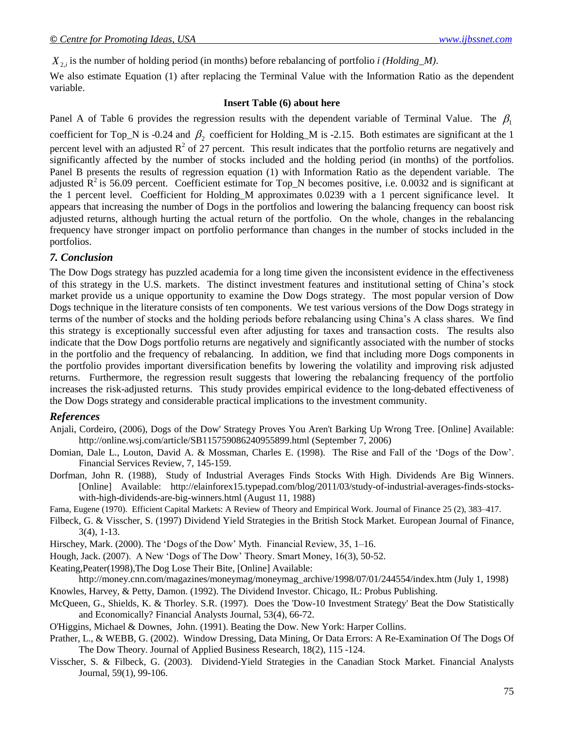$X_{2,i}$ is the number of holding period (in months) before rebalancing of portfolio *i (Holding_M)*.

We also estimate Equation (1) after replacing the Terminal Value with the Information Ratio as the dependent variable.

**Insert Table (6) about here**

Panel A of Table 6 provides the regression results with the dependent variable of Terminal Value. The $\beta_1$ coefficient for Top_N is -0.24 and $\beta_2$ coefficient for Holding_M is -2.15. Both estimates are significant at the 1 percent level with an adjusted $R^2$ of 27 percent. This result indicates that the portfolio returns are negatively and significantly affected by the number of stocks included and the holding period (in months) of the portfolios. Panel B presents the results of regression equation (1) with Information Ratio as the dependent variable. The adjusted $R^2$ is 56.09 percent. Coefficient estimate for Top_N becomes positive, i.e. 0.0032 and is significant at the 1 percent level. Coefficient for Holding_M approximates 0.0239 with a 1 percent significance level. It appears that increasing the number of Dogs in the portfolios and lowering the balancing frequency can boost risk adjusted returns, although hurting the actual return of the portfolio. On the whole, changes in the rebalancing frequency have stronger impact on portfolio performance than changes in the number of stocks included in the portfolios.

### *7. Conclusion*

The Dow Dogs strategy has puzzled academia for a long time given the inconsistent evidence in the effectiveness of this strategy in the U.S. markets. The distinct investment features and institutional setting of China's stock market provide us a unique opportunity to examine the Dow Dogs strategy. The most popular version of Dow Dogs technique in the literature consists of ten components. We test various versions of the Dow Dogs strategy in terms of the number of stocks and the holding periods before rebalancing using China's A class shares. We find this strategy is exceptionally successful even after adjusting for taxes and transaction costs. The results also indicate that the Dow Dogs portfolio returns are negatively and significantly associated with the number of stocks in the portfolio and the frequency of rebalancing. In addition, we find that including more Dogs components in the portfolio provides important diversification benefits by lowering the volatility and improving risk adjusted returns. Furthermore, the regression result suggests that lowering the rebalancing frequency of the portfolio increases the risk-adjusted returns. This study provides empirical evidence to the long-debated effectiveness of the Dow Dogs strategy and considerable practical implications to the investment community.

### *References*

Anjali, Cordeiro, (2006), Dogs of the Dow' Strategy Proves You Aren't Barking Up Wrong Tree. [Online] Available: http://online.wsj.com/article/SB115759086240955899.html (September 7, 2006)

Domian, Dale L., Louton, David A. & Mossman, Charles E. (1998). The Rise and Fall of the 'Dogs of the Dow'. Financial Services Review, 7, 145-159.

Dorfman, John R. (1988), Study of Industrial Averages Finds Stocks With High. Dividends Are Big Winners. [Online] Available: http://elainforex15.typepad.com/blog/2011/03/study-of-industrial-averages-finds-stocks-with-high-dividends-are-big-winners.html (August 11, 1988)

Fama, Eugene (1970). Efficient Capital Markets: A Review of Theory and Empirical Work. Journal of Finance 25 (2), 383–417.

Filbeck, G. & Visscher, S. (1997) Dividend Yield Strategies in the British Stock Market. European Journal of Finance, 3(4), 1-13.

Hirschey, Mark. (2000). The 'Dogs of the Dow' Myth. Financial Review, 35, 1–16.

Hough, Jack. (2007). A New 'Dogs of The Dow' Theory. Smart Money, 16(3), 50-52.

Keating,Peater(1998),The Dog Lose Their Bite, [Online] Available: http://money.cnn.com/magazines/moneymag/moneymag_archive/1998/07/01/244554/index.htm (July 1, 1998)

Knowles, Harvey, & Petty, Damon. (1992). The Dividend Investor. Chicago, IL: Probus Publishing.

McQueen, G., Shields, K. & Thorley. S.R. (1997). Does the 'Dow-10 Investment Strategy' Beat the Dow Statistically and Economically? Financial Analysts Journal, 53(4), 66-72.

O'Higgins, Michael & Downes, John. (1991). Beating the Dow. New York: Harper Collins.

Prather, L., & WEBB, G. (2002). Window Dressing, Data Mining, Or Data Errors: A Re-Examination Of The Dogs Of The Dow Theory. Journal of Applied Business Research, 18(2), 115 -124.

Visscher, S. & Filbeck, G. (2003). Dividend-Yield Strategies in the Canadian Stock Market. Financial Analysts Journal, 59(1), 99-106.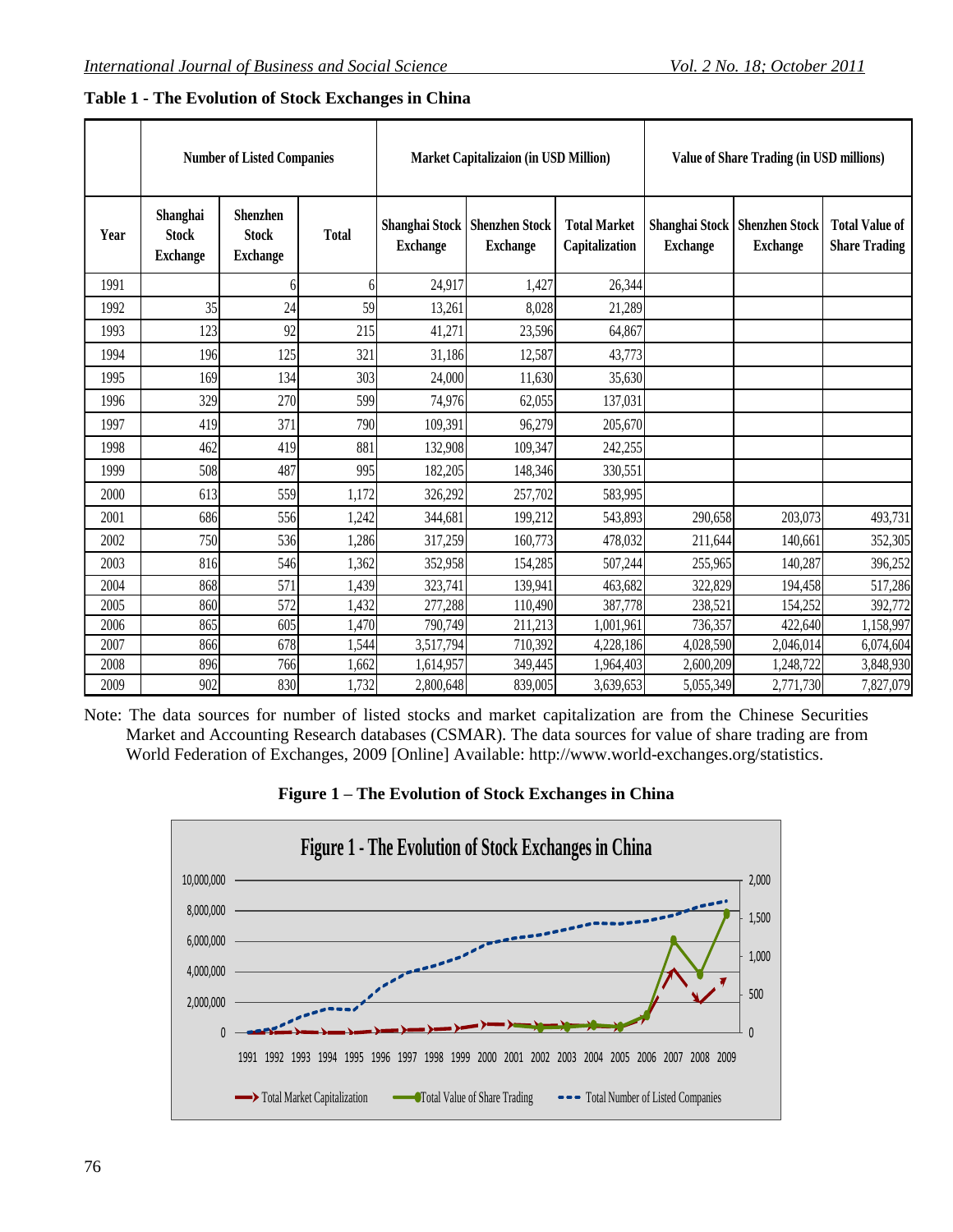**Table 1 - The Evolution of Stock Exchanges in China**

| | Number of Listed Companies | | | Market Capitalizaion (in USD Million) | | | Value of Share Trading (in USD millions) | | |
|---|---|---|---|---|---|---|---|---|---|
| Year | Shanghai Stock Exchange | Shenzhen Stock Exchange | Total | Shanghai Stock Exchange | Shenzhen Stock Exchange | Total Market Capitalization | Shanghai Stock Exchange | Shenzhen Stock Exchange | Total Value of Share Trading |
| 1991 | | 6 | 6 | 24,917 | 1,427 | 26,344 | | | |
| 1992 | 35 | 24 | 59 | 13,261 | 8,028 | 21,289 | | | |
| 1993 | 123 | 92 | 215 | 41,271 | 23,596 | 64,867 | | | |
| 1994 | 196 | 125 | 321 | 31,186 | 12,587 | 43,773 | | | |
| 1995 | 169 | 134 | 303 | 24,000 | 11,630 | 35,630 | | | |
| 1996 | 329 | 270 | 599 | 74,976 | 62,055 | 137,031 | | | |
| 1997 | 419 | 371 | 790 | 109,391 | 96,279 | 205,670 | | | |
| 1998 | 462 | 419 | 881 | 132,908 | 109,347 | 242,255 | | | |
| 1999 | 508 | 487 | 995 | 182,205 | 148,346 | 330,551 | | | |
| 2000 | 613 | 559 | 1,172 | 326,292 | 257,702 | 583,995 | | | |
| 2001 | 686 | 556 | 1,242 | 344,681 | 199,212 | 543,893 | 290,658 | 203,073 | 493,731 |
| 2002 | 750 | 536 | 1,286 | 317,259 | 160,773 | 478,032 | 211,644 | 140,661 | 352,305 |
| 2003 | 816 | 546 | 1,362 | 352,958 | 154,285 | 507,244 | 255,965 | 140,287 | 396,252 |
| 2004 | 868 | 571 | 1,439 | 323,741 | 139,941 | 463,682 | 322,829 | 194,458 | 517,286 |
| 2005 | 860 | 572 | 1,432 | 277,288 | 110,490 | 387,778 | 238,521 | 154,252 | 392,772 |
| 2006 | 865 | 605 | 1,470 | 790,749 | 211,213 | 1,001,961 | 736,357 | 422,640 | 1,158,997 |
| 2007 | 866 | 678 | 1,544 | 3,517,794 | 710,392 | 4,228,186 | 4,028,590 | 2,046,014 | 6,074,604 |
| 2008 | 896 | 766 | 1,662 | 1,614,957 | 349,445 | 1,964,403 | 2,600,209 | 1,248,722 | 3,848,930 |
| 2009 | 902 | 830 | 1,732 | 2,800,648 | 839,005 | 3,639,653 | 5,055,349 | 2,771,730 | 7,827,079 |

Note: The data sources for number of listed stocks and market capitalization are from the Chinese Securities Market and Accounting Research databases (CSMAR). The data sources for value of share trading are from World Federation of Exchanges, 2009 [Online] Available: http://www.world-exchanges.org/statistics.

**Figure 1 – The Evolution of Stock Exchanges in China**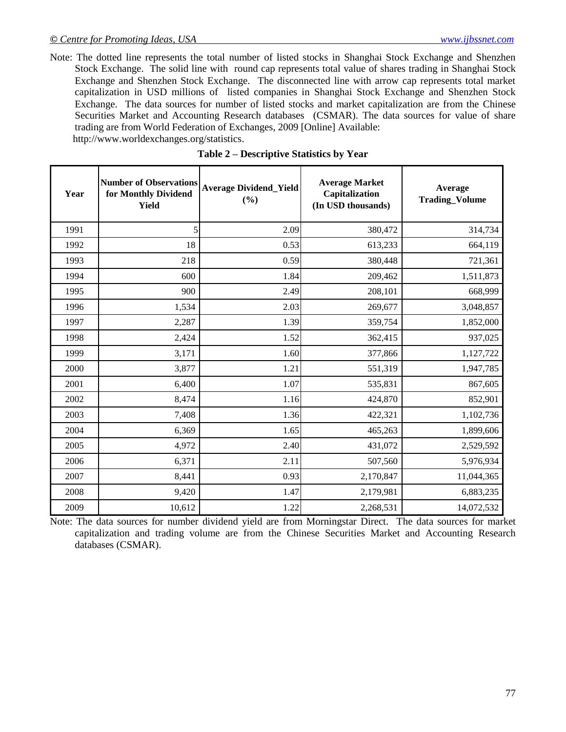Note: The dotted line represents the total number of listed stocks in Shanghai Stock Exchange and Shenzhen Stock Exchange. The solid line with round cap represents total value of shares trading in Shanghai Stock Exchange and Shenzhen Stock Exchange. The disconnected line with arrow cap represents total market capitalization in USD millions of listed companies in Shanghai Stock Exchange and Shenzhen Stock Exchange. The data sources for number of listed stocks and market capitalization are from the Chinese Securities Market and Accounting Research databases (CSMAR). The data sources for value of share trading are from World Federation of Exchanges, 2009 [Online] Available: http://www.worldexchanges.org/statistics.

**Table 2 – Descriptive Statistics by Year**

| Year | Number of Observations for Monthly Dividend Yield | Average Dividend_Yield (%) | Average Market Capitalization (In USD thousands) | Average Trading_Volume |
|---|---|---|---|---|
| 1991 | 5 | 2.09 | 380,472 | 314,734 |
| 1992 | 18 | 0.53 | 613,233 | 664,119 |
| 1993 | 218 | 0.59 | 380,448 | 721,361 |
| 1994 | 600 | 1.84 | 209,462 | 1,511,873 |
| 1995 | 900 | 2.49 | 208,101 | 668,999 |
| 1996 | 1,534 | 2.03 | 269,677 | 3,048,857 |
| 1997 | 2,287 | 1.39 | 359,754 | 1,852,000 |
| 1998 | 2,424 | 1.52 | 362,415 | 937,025 |
| 1999 | 3,171 | 1.60 | 377,866 | 1,127,722 |
| 2000 | 3,877 | 1.21 | 551,319 | 1,947,785 |
| 2001 | 6,400 | 1.07 | 535,831 | 867,605 |
| 2002 | 8,474 | 1.16 | 424,870 | 852,901 |
| 2003 | 7,408 | 1.36 | 422,321 | 1,102,736 |
| 2004 | 6,369 | 1.65 | 465,263 | 1,899,606 |
| 2005 | 4,972 | 2.40 | 431,072 | 2,529,592 |
| 2006 | 6,371 | 2.11 | 507,560 | 5,976,934 |
| 2007 | 8,441 | 0.93 | 2,170,847 | 11,044,365 |
| 2008 | 9,420 | 1.47 | 2,179,981 | 6,883,235 |
| 2009 | 10,612 | 1.22 | 2,268,531 | 14,072,532 |

Note: The data sources for number dividend yield are from Morningstar Direct. The data sources for market capitalization and trading volume are from the Chinese Securities Market and Accounting Research databases (CSMAR).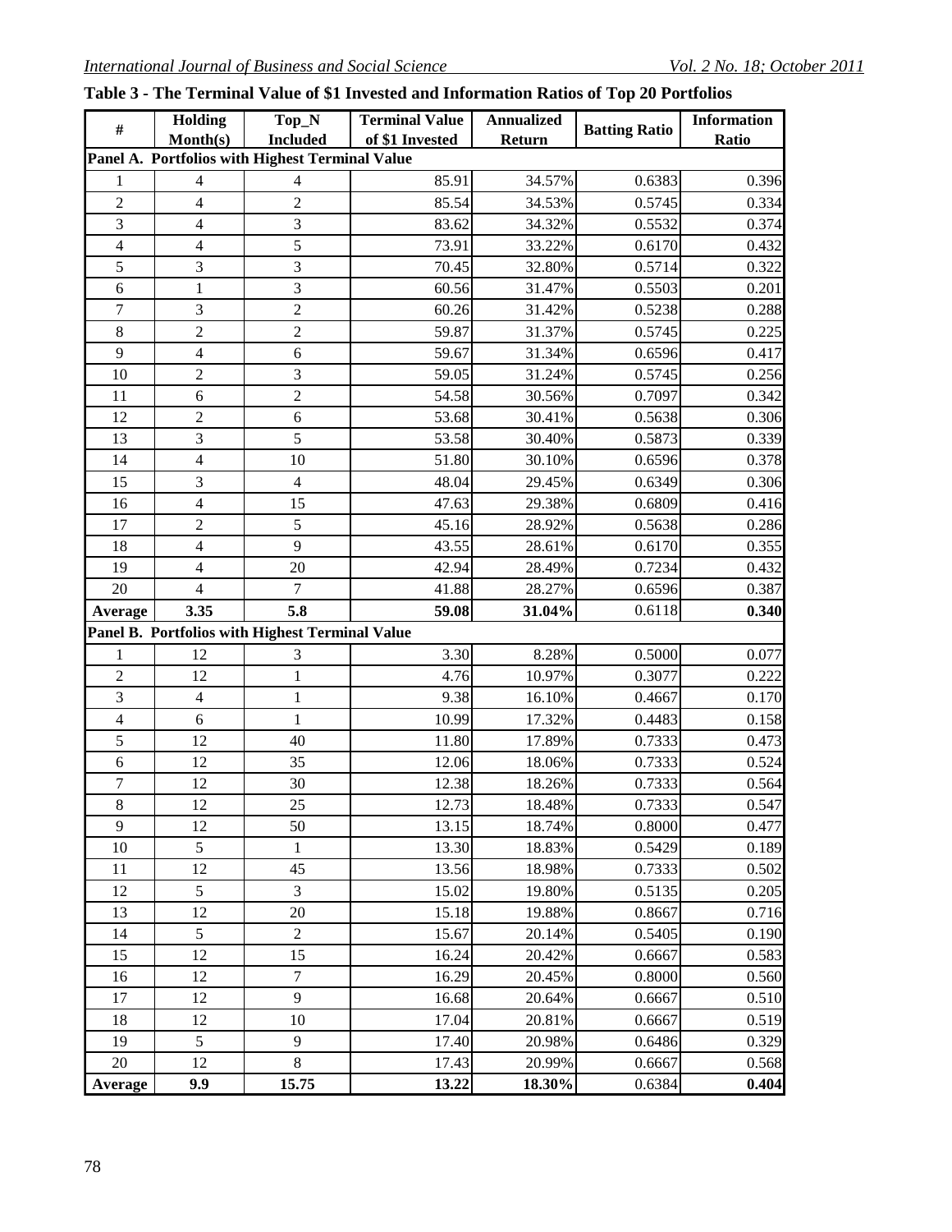**Table 3 - The Terminal Value of $1 Invested and Information Ratios of Top 20 Portfolios**

| # | Holding Month(s) | Top_N Included | Terminal Value of $1 Invested | Annualized Return | Batting Ratio | Information Ratio |
|---|---|---|---|---|---|---|
| **Panel A. Portfolios with Highest Terminal Value** | | | | | | |
| 1 | 4 | 4 | 85.91 | 34.57% | 0.6383 | 0.396 |
| 2 | 4 | 2 | 85.54 | 34.53% | 0.5745 | 0.334 |
| 3 | 4 | 3 | 83.62 | 34.32% | 0.5532 | 0.374 |
| 4 | 4 | 5 | 73.91 | 33.22% | 0.6170 | 0.432 |
| 5 | 3 | 3 | 70.45 | 32.80% | 0.5714 | 0.322 |
| 6 | 1 | 3 | 60.56 | 31.47% | 0.5503 | 0.201 |
| 7 | 3 | 2 | 60.26 | 31.42% | 0.5238 | 0.288 |
| 8 | 2 | 2 | 59.87 | 31.37% | 0.5745 | 0.225 |
| 9 | 4 | 6 | 59.67 | 31.34% | 0.6596 | 0.417 |
| 10 | 2 | 3 | 59.05 | 31.24% | 0.5745 | 0.256 |
| 11 | 6 | 2 | 54.58 | 30.56% | 0.7097 | 0.342 |
| 12 | 2 | 6 | 53.68 | 30.41% | 0.5638 | 0.306 |
| 13 | 3 | 5 | 53.58 | 30.40% | 0.5873 | 0.339 |
| 14 | 4 | 10 | 51.80 | 30.10% | 0.6596 | 0.378 |
| 15 | 3 | 4 | 48.04 | 29.45% | 0.6349 | 0.306 |
| 16 | 4 | 15 | 47.63 | 29.38% | 0.6809 | 0.416 |
| 17 | 2 | 5 | 45.16 | 28.92% | 0.5638 | 0.286 |
| 18 | 4 | 9 | 43.55 | 28.61% | 0.6170 | 0.355 |
| 19 | 4 | 20 | 42.94 | 28.49% | 0.7234 | 0.432 |
| 20 | 4 | 7 | 41.88 | 28.27% | 0.6596 | 0.387 |
| **Average** | **3.35** | **5.8** | **59.08** | **31.04%** | 0.6118 | **0.340** |
| **Panel B. Portfolios with Highest Terminal Value** | | | | | | |
| 1 | 12 | 3 | 3.30 | 8.28% | 0.5000 | 0.077 |
| 2 | 12 | 1 | 4.76 | 10.97% | 0.3077 | 0.222 |
| 3 | 4 | 1 | 9.38 | 16.10% | 0.4667 | 0.170 |
| 4 | 6 | 1 | 10.99 | 17.32% | 0.4483 | 0.158 |
| 5 | 12 | 40 | 11.80 | 17.89% | 0.7333 | 0.473 |
| 6 | 12 | 35 | 12.06 | 18.06% | 0.7333 | 0.524 |
| 7 | 12 | 30 | 12.38 | 18.26% | 0.7333 | 0.564 |
| 8 | 12 | 25 | 12.73 | 18.48% | 0.7333 | 0.547 |
| 9 | 12 | 50 | 13.15 | 18.74% | 0.8000 | 0.477 |
| 10 | 5 | 1 | 13.30 | 18.83% | 0.5429 | 0.189 |
| 11 | 12 | 45 | 13.56 | 18.98% | 0.7333 | 0.502 |
| 12 | 5 | 3 | 15.02 | 19.80% | 0.5135 | 0.205 |
| 13 | 12 | 20 | 15.18 | 19.88% | 0.8667 | 0.716 |
| 14 | 5 | 2 | 15.67 | 20.14% | 0.5405 | 0.190 |
| 15 | 12 | 15 | 16.24 | 20.42% | 0.6667 | 0.583 |
| 16 | 12 | 7 | 16.29 | 20.45% | 0.8000 | 0.560 |
| 17 | 12 | 9 | 16.68 | 20.64% | 0.6667 | 0.510 |
| 18 | 12 | 10 | 17.04 | 20.81% | 0.6667 | 0.519 |
| 19 | 5 | 9 | 17.40 | 20.98% | 0.6486 | 0.329 |
| 20 | 12 | 8 | 17.43 | 20.99% | 0.6667 | 0.568 |
| **Average** | **9.9** | **15.75** | **13.22** | **18.30%** | 0.6384 | **0.404** |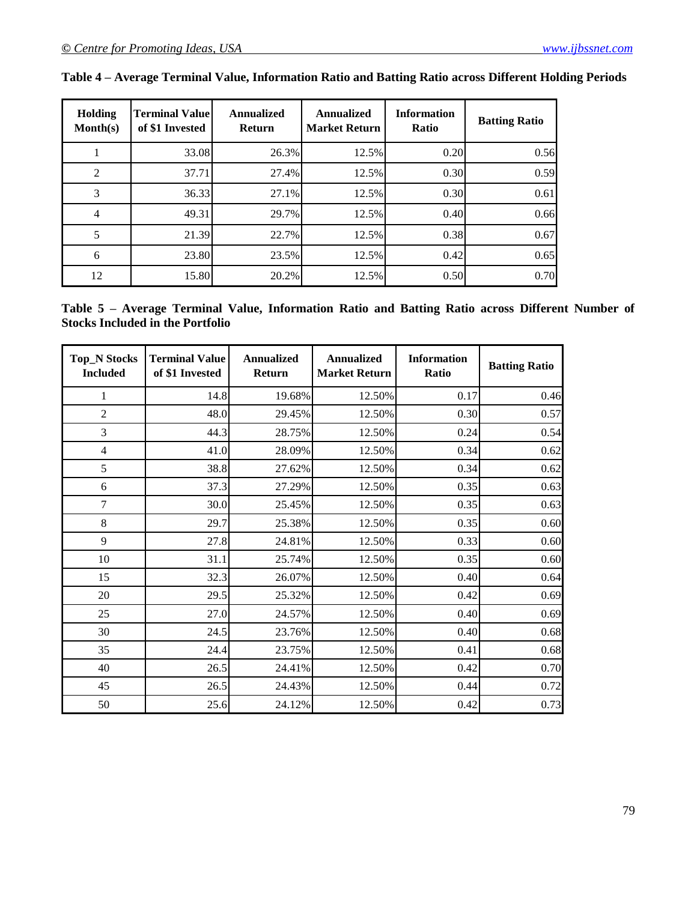**Table 4 – Average Terminal Value, Information Ratio and Batting Ratio across Different Holding Periods**

| Holding Month(s) | Terminal Value of $1 Invested | Annualized Return | Annualized Market Return | Information Ratio | Batting Ratio |
|---|---|---|---|---|---|
| 1 | 33.08 | 26.3% | 12.5% | 0.20 | 0.56 |
| 2 | 37.71 | 27.4% | 12.5% | 0.30 | 0.59 |
| 3 | 36.33 | 27.1% | 12.5% | 0.30 | 0.61 |
| 4 | 49.31 | 29.7% | 12.5% | 0.40 | 0.66 |
| 5 | 21.39 | 22.7% | 12.5% | 0.38 | 0.67 |
| 6 | 23.80 | 23.5% | 12.5% | 0.42 | 0.65 |
| 12 | 15.80 | 20.2% | 12.5% | 0.50 | 0.70 |

**Table 5 – Average Terminal Value, Information Ratio and Batting Ratio across Different Number of Stocks Included in the Portfolio**

| Top_N Stocks Included | Terminal Value of $1 Invested | Annualized Return | Annualized Market Return | Information Ratio | Batting Ratio |
|---|---|---|---|---|---|
| 1 | 14.8 | 19.68% | 12.50% | 0.17 | 0.46 |
| 2 | 48.0 | 29.45% | 12.50% | 0.30 | 0.57 |
| 3 | 44.3 | 28.75% | 12.50% | 0.24 | 0.54 |
| 4 | 41.0 | 28.09% | 12.50% | 0.34 | 0.62 |
| 5 | 38.8 | 27.62% | 12.50% | 0.34 | 0.62 |
| 6 | 37.3 | 27.29% | 12.50% | 0.35 | 0.63 |
| 7 | 30.0 | 25.45% | 12.50% | 0.35 | 0.63 |
| 8 | 29.7 | 25.38% | 12.50% | 0.35 | 0.60 |
| 9 | 27.8 | 24.81% | 12.50% | 0.33 | 0.60 |
| 10 | 31.1 | 25.74% | 12.50% | 0.35 | 0.60 |
| 15 | 32.3 | 26.07% | 12.50% | 0.40 | 0.64 |
| 20 | 29.5 | 25.32% | 12.50% | 0.42 | 0.69 |
| 25 | 27.0 | 24.57% | 12.50% | 0.40 | 0.69 |
| 30 | 24.5 | 23.76% | 12.50% | 0.40 | 0.68 |
| 35 | 24.4 | 23.75% | 12.50% | 0.41 | 0.68 |
| 40 | 26.5 | 24.41% | 12.50% | 0.42 | 0.70 |
| 45 | 26.5 | 24.43% | 12.50% | 0.44 | 0.72 |
| 50 | 25.6 | 24.12% | 12.50% | 0.42 | 0.73 |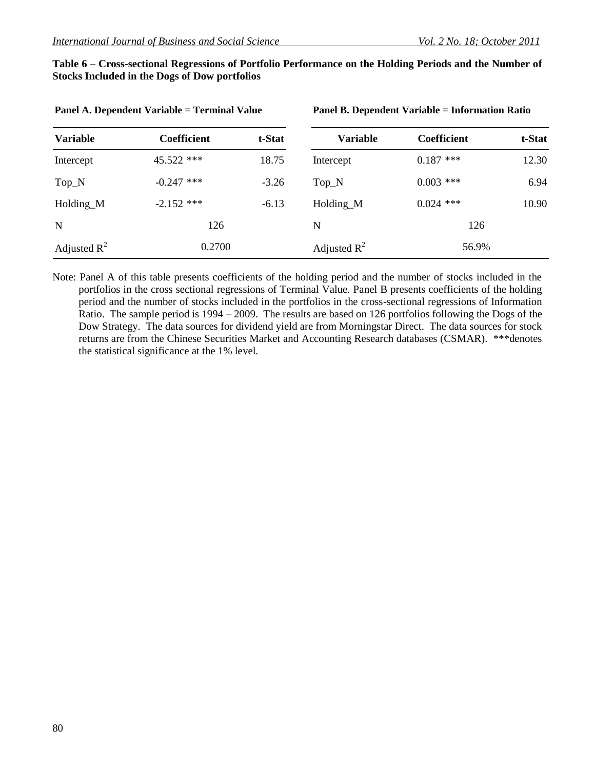**Table 6 – Cross-sectional Regressions of Portfolio Performance on the Holding Periods and the Number of Stocks Included in the Dogs of Dow portfolios**

**Panel A. Dependent Variable = Terminal Value**

| Variable | Coefficient | t-Stat |
|---|---|---|
| Intercept | 45.522 *** | 18.75 |
| Top_N | -0.247 *** | -3.26 |
| Holding_M | -2.152 *** | -6.13 |
| N | 126 | |
| Adjusted $R^2$ | 0.2700 | |

**Panel B. Dependent Variable = Information Ratio**

| Variable | Coefficient | t-Stat |
|---|---|---|
| Intercept | 0.187 *** | 12.30 |
| Top_N | 0.003 *** | 6.94 |
| Holding_M | 0.024 *** | 10.90 |
| N | 126 | |
| Adjusted $R^2$ | 56.9% | |

Note: Panel A of this table presents coefficients of the holding period and the number of stocks included in the portfolios in the cross sectional regressions of Terminal Value. Panel B presents coefficients of the holding period and the number of stocks included in the portfolios in the cross-sectional regressions of Information Ratio. The sample period is 1994 – 2009. The results are based on 126 portfolios following the Dogs of the Dow Strategy. The data sources for dividend yield are from Morningstar Direct. The data sources for stock returns are from the Chinese Securities Market and Accounting Research databases (CSMAR). ***denotes the statistical significance at the 1% level.